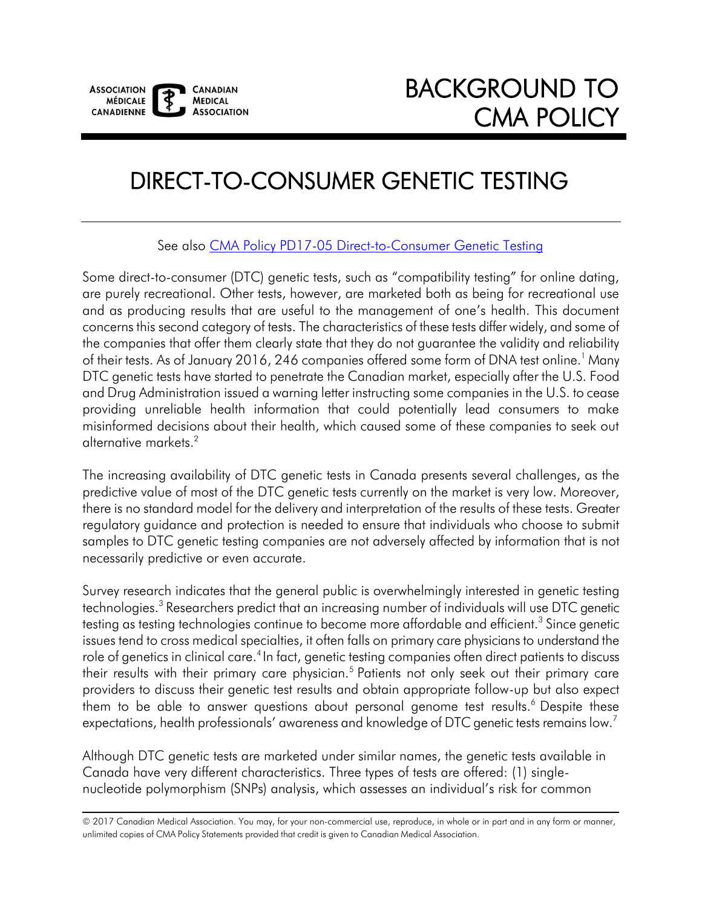ASSOCIATION MÉDICALE CANADIENNE | CANADIAN MEDICAL ASSOCIATION

# BACKGROUND TO CMA POLICY

# DIRECT-TO-CONSUMER GENETIC TESTING

See also CMA Policy PD17-05 Direct-to-Consumer Genetic Testing

Some direct-to-consumer (DTC) genetic tests, such as "compatibility testing" for online dating, are purely recreational. Other tests, however, are marketed both as being for recreational use and as producing results that are useful to the management of one's health. This document concerns this second category of tests. The characteristics of these tests differ widely, and some of the companies that offer them clearly state that they do not guarantee the validity and reliability of their tests. As of January 2016, 246 companies offered some form of DNA test online.[1] Many DTC genetic tests have started to penetrate the Canadian market, especially after the U.S. Food and Drug Administration issued a warning letter instructing some companies in the U.S. to cease providing unreliable health information that could potentially lead consumers to make misinformed decisions about their health, which caused some of these companies to seek out alternative markets.[2]

The increasing availability of DTC genetic tests in Canada presents several challenges, as the predictive value of most of the DTC genetic tests currently on the market is very low. Moreover, there is no standard model for the delivery and interpretation of the results of these tests. Greater regulatory guidance and protection is needed to ensure that individuals who choose to submit samples to DTC genetic testing companies are not adversely affected by information that is not necessarily predictive or even accurate.

Survey research indicates that the general public is overwhelmingly interested in genetic testing technologies.[3] Researchers predict that an increasing number of individuals will use DTC genetic testing as testing technologies continue to become more affordable and efficient.[3] Since genetic issues tend to cross medical specialties, it often falls on primary care physicians to understand the role of genetics in clinical care.[4] In fact, genetic testing companies often direct patients to discuss their results with their primary care physician.[5] Patients not only seek out their primary care providers to discuss their genetic test results and obtain appropriate follow-up but also expect them to be able to answer questions about personal genome test results.[6] Despite these expectations, health professionals' awareness and knowledge of DTC genetic tests remains low.[7]

Although DTC genetic tests are marketed under similar names, the genetic tests available in Canada have very different characteristics. Three types of tests are offered: (1) single-nucleotide polymorphism (SNPs) analysis, which assesses an individual's risk for common

© 2017 Canadian Medical Association. You may, for your non-commercial use, reproduce, in whole or in part and in any form or manner, unlimited copies of CMA Policy Statements provided that credit is given to Canadian Medical Association.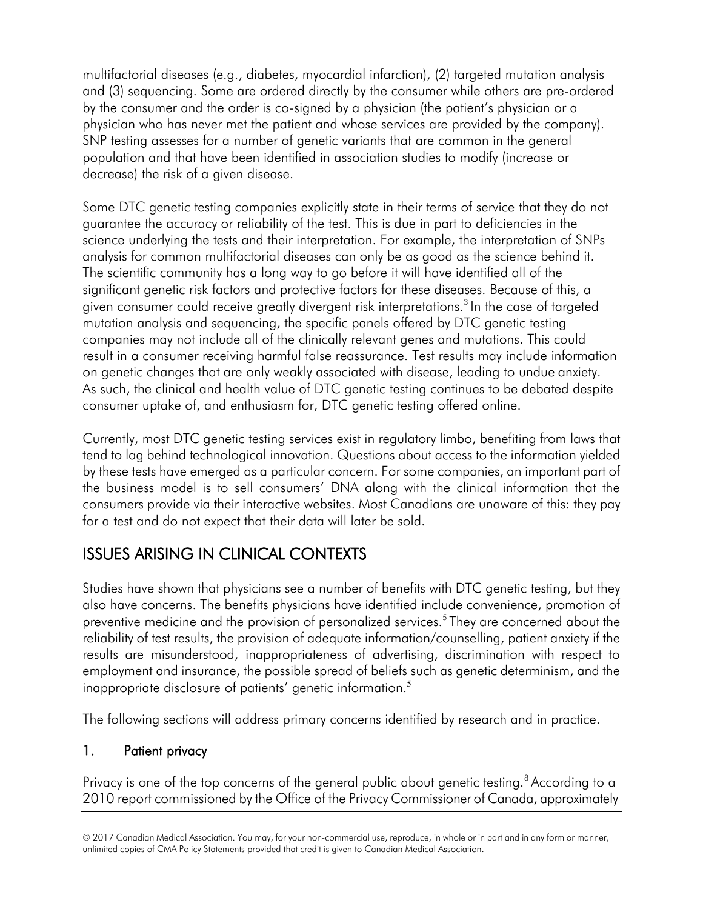multifactorial diseases (e.g., diabetes, myocardial infarction), (2) targeted mutation analysis and (3) sequencing. Some are ordered directly by the consumer while others are pre-ordered by the consumer and the order is co-signed by a physician (the patient's physician or a physician who has never met the patient and whose services are provided by the company). SNP testing assesses for a number of genetic variants that are common in the general population and that have been identified in association studies to modify (increase or decrease) the risk of a given disease.

Some DTC genetic testing companies explicitly state in their terms of service that they do not guarantee the accuracy or reliability of the test. This is due in part to deficiencies in the science underlying the tests and their interpretation. For example, the interpretation of SNPs analysis for common multifactorial diseases can only be as good as the science behind it. The scientific community has a long way to go before it will have identified all of the significant genetic risk factors and protective factors for these diseases. Because of this, a given consumer could receive greatly divergent risk interpretations.[3] In the case of targeted mutation analysis and sequencing, the specific panels offered by DTC genetic testing companies may not include all of the clinically relevant genes and mutations. This could result in a consumer receiving harmful false reassurance. Test results may include information on genetic changes that are only weakly associated with disease, leading to undue anxiety. As such, the clinical and health value of DTC genetic testing continues to be debated despite consumer uptake of, and enthusiasm for, DTC genetic testing offered online.

Currently, most DTC genetic testing services exist in regulatory limbo, benefiting from laws that tend to lag behind technological innovation. Questions about access to the information yielded by these tests have emerged as a particular concern. For some companies, an important part of the business model is to sell consumers' DNA along with the clinical information that the consumers provide via their interactive websites. Most Canadians are unaware of this: they pay for a test and do not expect that their data will later be sold.

## ISSUES ARISING IN CLINICAL CONTEXTS

Studies have shown that physicians see a number of benefits with DTC genetic testing, but they also have concerns. The benefits physicians have identified include convenience, promotion of preventive medicine and the provision of personalized services.[5] They are concerned about the reliability of test results, the provision of adequate information/counselling, patient anxiety if the results are misunderstood, inappropriateness of advertising, discrimination with respect to employment and insurance, the possible spread of beliefs such as genetic determinism, and the inappropriate disclosure of patients' genetic information.[5]

The following sections will address primary concerns identified by research and in practice.

### 1. Patient privacy

Privacy is one of the top concerns of the general public about genetic testing.[8] According to a 2010 report commissioned by the Office of the Privacy Commissioner of Canada, approximately

© 2017 Canadian Medical Association. You may, for your non-commercial use, reproduce, in whole or in part and in any form or manner, unlimited copies of CMA Policy Statements provided that credit is given to Canadian Medical Association.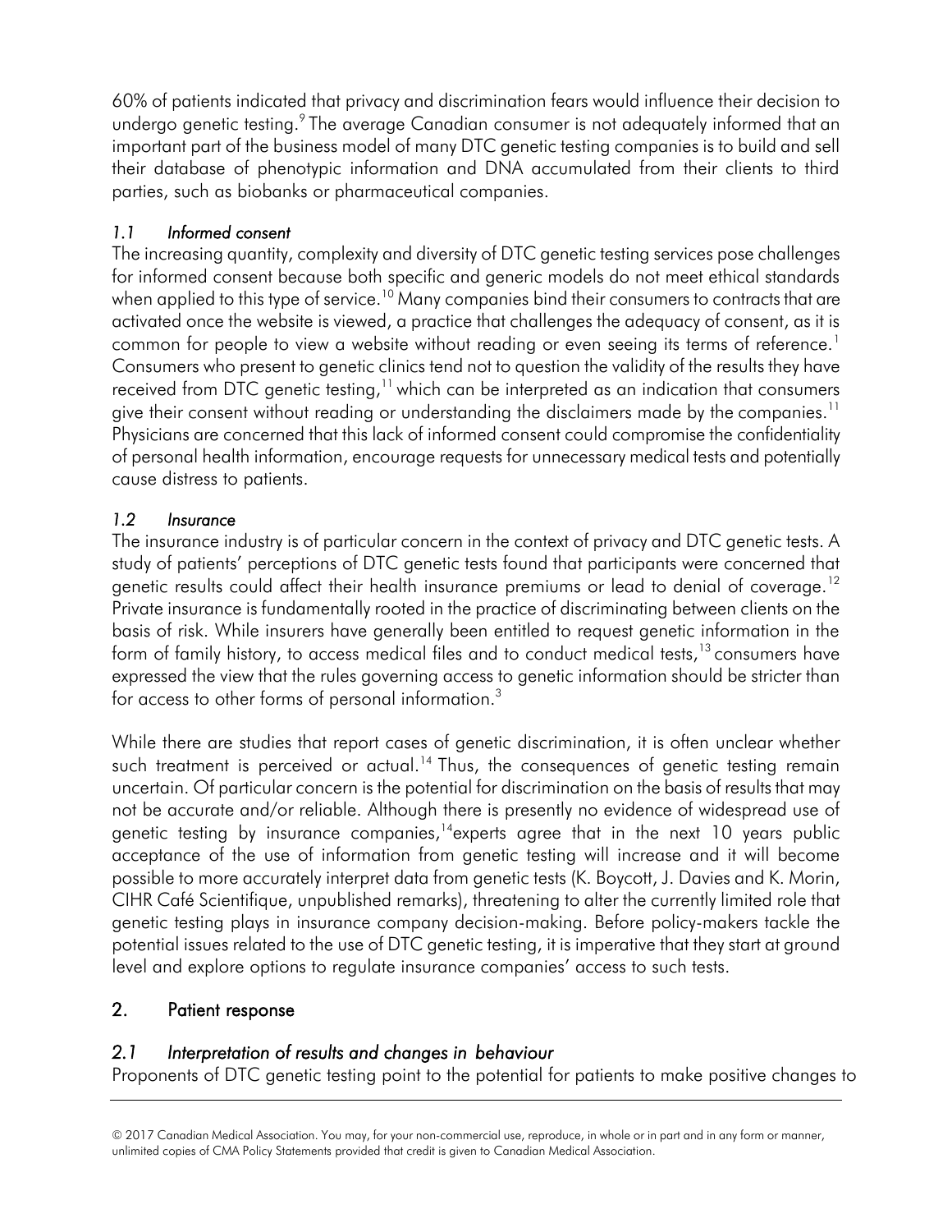60% of patients indicated that privacy and discrimination fears would influence their decision to undergo genetic testing.[9] The average Canadian consumer is not adequately informed that an important part of the business model of many DTC genetic testing companies is to build and sell their database of phenotypic information and DNA accumulated from their clients to third parties, such as biobanks or pharmaceutical companies.

### *1.1 Informed consent*

The increasing quantity, complexity and diversity of DTC genetic testing services pose challenges for informed consent because both specific and generic models do not meet ethical standards when applied to this type of service.[10] Many companies bind their consumers to contracts that are activated once the website is viewed, a practice that challenges the adequacy of consent, as it is common for people to view a website without reading or even seeing its terms of reference.[1] Consumers who present to genetic clinics tend not to question the validity of the results they have received from DTC genetic testing,[11] which can be interpreted as an indication that consumers give their consent without reading or understanding the disclaimers made by the companies.[11] Physicians are concerned that this lack of informed consent could compromise the confidentiality of personal health information, encourage requests for unnecessary medical tests and potentially cause distress to patients.

### *1.2 Insurance*

The insurance industry is of particular concern in the context of privacy and DTC genetic tests. A study of patients' perceptions of DTC genetic tests found that participants were concerned that genetic results could affect their health insurance premiums or lead to denial of coverage.[12] Private insurance is fundamentally rooted in the practice of discriminating between clients on the basis of risk. While insurers have generally been entitled to request genetic information in the form of family history, to access medical files and to conduct medical tests,[13] consumers have expressed the view that the rules governing access to genetic information should be stricter than for access to other forms of personal information.[3]

While there are studies that report cases of genetic discrimination, it is often unclear whether such treatment is perceived or actual.[14] Thus, the consequences of genetic testing remain uncertain. Of particular concern is the potential for discrimination on the basis of results that may not be accurate and/or reliable. Although there is presently no evidence of widespread use of genetic testing by insurance companies,[14] experts agree that in the next 10 years public acceptance of the use of information from genetic testing will increase and it will become possible to more accurately interpret data from genetic tests (K. Boycott, J. Davies and K. Morin, CIHR Café Scientifique, unpublished remarks), threatening to alter the currently limited role that genetic testing plays in insurance company decision-making. Before policy-makers tackle the potential issues related to the use of DTC genetic testing, it is imperative that they start at ground level and explore options to regulate insurance companies' access to such tests.

## 2. Patient response

### *2.1 Interpretation of results and changes in behaviour*

Proponents of DTC genetic testing point to the potential for patients to make positive changes to

© 2017 Canadian Medical Association. You may, for your non-commercial use, reproduce, in whole or in part and in any form or manner, unlimited copies of CMA Policy Statements provided that credit is given to Canadian Medical Association.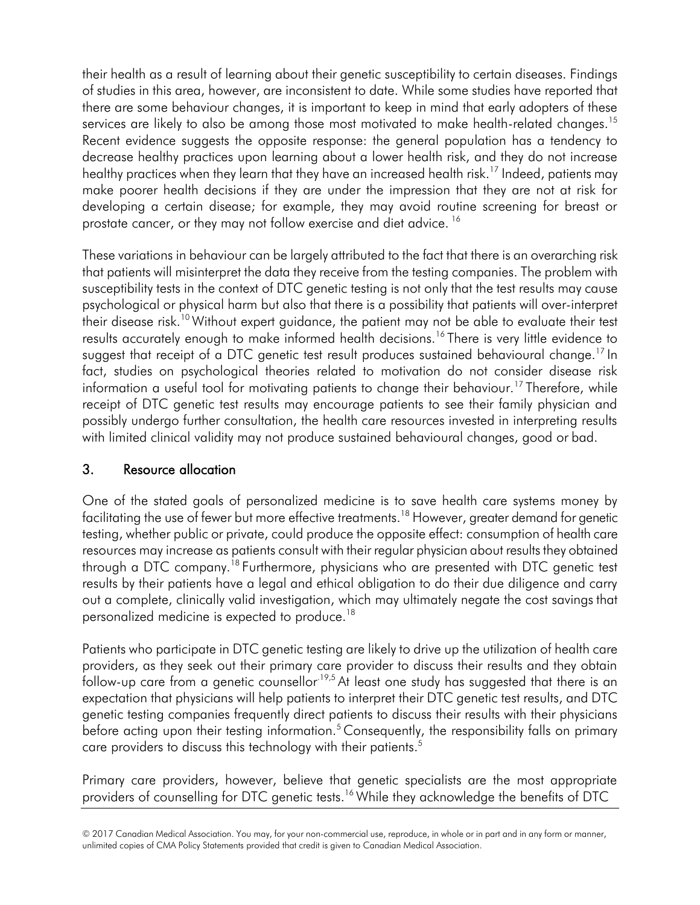their health as a result of learning about their genetic susceptibility to certain diseases. Findings of studies in this area, however, are inconsistent to date. While some studies have reported that there are some behaviour changes, it is important to keep in mind that early adopters of these services are likely to also be among those most motivated to make health-related changes.[15] Recent evidence suggests the opposite response: the general population has a tendency to decrease healthy practices upon learning about a lower health risk, and they do not increase healthy practices when they learn that they have an increased health risk.[17] Indeed, patients may make poorer health decisions if they are under the impression that they are not at risk for developing a certain disease; for example, they may avoid routine screening for breast or prostate cancer, or they may not follow exercise and diet advice. [16]

These variations in behaviour can be largely attributed to the fact that there is an overarching risk that patients will misinterpret the data they receive from the testing companies. The problem with susceptibility tests in the context of DTC genetic testing is not only that the test results may cause psychological or physical harm but also that there is a possibility that patients will over-interpret their disease risk.[10] Without expert guidance, the patient may not be able to evaluate their test results accurately enough to make informed health decisions.[16] There is very little evidence to suggest that receipt of a DTC genetic test result produces sustained behavioural change.[17] In fact, studies on psychological theories related to motivation do not consider disease risk information a useful tool for motivating patients to change their behaviour.[17] Therefore, while receipt of DTC genetic test results may encourage patients to see their family physician and possibly undergo further consultation, the health care resources invested in interpreting results with limited clinical validity may not produce sustained behavioural changes, good or bad.

## 3. Resource allocation

One of the stated goals of personalized medicine is to save health care systems money by facilitating the use of fewer but more effective treatments.[18] However, greater demand for genetic testing, whether public or private, could produce the opposite effect: consumption of health care resources may increase as patients consult with their regular physician about results they obtained through a DTC company.[18] Furthermore, physicians who are presented with DTC genetic test results by their patients have a legal and ethical obligation to do their due diligence and carry out a complete, clinically valid investigation, which may ultimately negate the cost savings that personalized medicine is expected to produce.[18]

Patients who participate in DTC genetic testing are likely to drive up the utilization of health care providers, as they seek out their primary care provider to discuss their results and they obtain follow-up care from a genetic counsellor[19,5] At least one study has suggested that there is an expectation that physicians will help patients to interpret their DTC genetic test results, and DTC genetic testing companies frequently direct patients to discuss their results with their physicians before acting upon their testing information.[5] Consequently, the responsibility falls on primary care providers to discuss this technology with their patients.[5]

Primary care providers, however, believe that genetic specialists are the most appropriate providers of counselling for DTC genetic tests.[16] While they acknowledge the benefits of DTC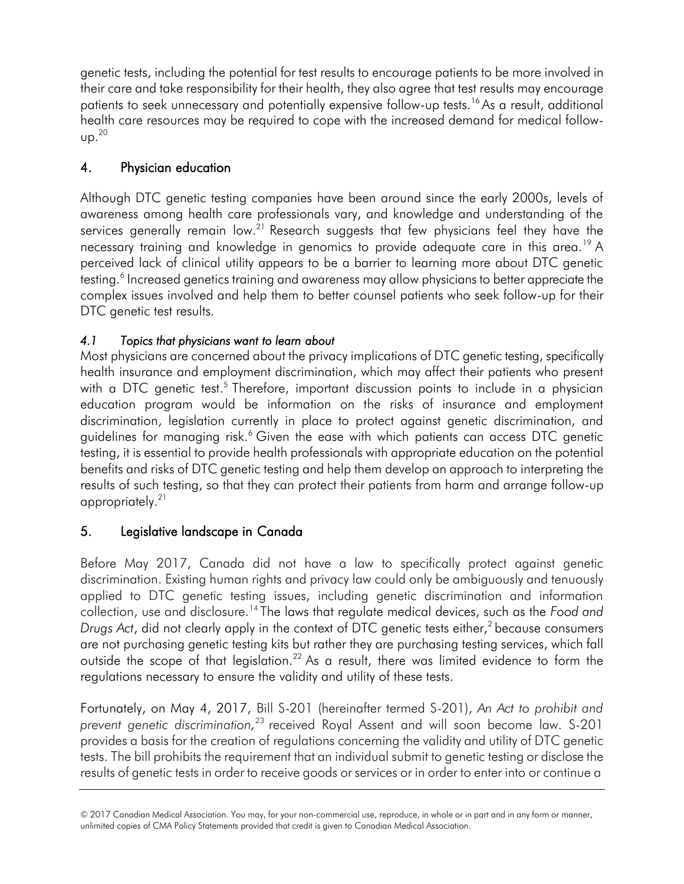genetic tests, including the potential for test results to encourage patients to be more involved in their care and take responsibility for their health, they also agree that test results may encourage patients to seek unnecessary and potentially expensive follow-up tests.[16] As a result, additional health care resources may be required to cope with the increased demand for medical follow-up.[20]

## 4. Physician education

Although DTC genetic testing companies have been around since the early 2000s, levels of awareness among health care professionals vary, and knowledge and understanding of the services generally remain low.[21] Research suggests that few physicians feel they have the necessary training and knowledge in genomics to provide adequate care in this area.[19] A perceived lack of clinical utility appears to be a barrier to learning more about DTC genetic testing.[6] Increased genetics training and awareness may allow physicians to better appreciate the complex issues involved and help them to better counsel patients who seek follow-up for their DTC genetic test results.

### *4.1 Topics that physicians want to learn about*

Most physicians are concerned about the privacy implications of DTC genetic testing, specifically health insurance and employment discrimination, which may affect their patients who present with a DTC genetic test.[5] Therefore, important discussion points to include in a physician education program would be information on the risks of insurance and employment discrimination, legislation currently in place to protect against genetic discrimination, and guidelines for managing risk.[6] Given the ease with which patients can access DTC genetic testing, it is essential to provide health professionals with appropriate education on the potential benefits and risks of DTC genetic testing and help them develop an approach to interpreting the results of such testing, so that they can protect their patients from harm and arrange follow-up appropriately.[21]

## 5. Legislative landscape in Canada

Before May 2017, Canada did not have a law to specifically protect against genetic discrimination. Existing human rights and privacy law could only be ambiguously and tenuously applied to DTC genetic testing issues, including genetic discrimination and information collection, use and disclosure.[14] The laws that regulate medical devices, such as the *Food and Drugs Act*, did not clearly apply in the context of DTC genetic tests either,[2] because consumers are not purchasing genetic testing kits but rather they are purchasing testing services, which fall outside the scope of that legislation.[22] As a result, there was limited evidence to form the regulations necessary to ensure the validity and utility of these tests.

Fortunately, on May 4, 2017, Bill S-201 (hereinafter termed S-201), *An Act to prohibit and prevent genetic discrimination,*[23] received Royal Assent and will soon become law. S-201 provides a basis for the creation of regulations concerning the validity and utility of DTC genetic tests. The bill prohibits the requirement that an individual submit to genetic testing or disclose the results of genetic tests in order to receive goods or services or in order to enter into or continue a

© 2017 Canadian Medical Association. You may, for your non-commercial use, reproduce, in whole or in part and in any form or manner, unlimited copies of CMA Policy Statements provided that credit is given to Canadian Medical Association.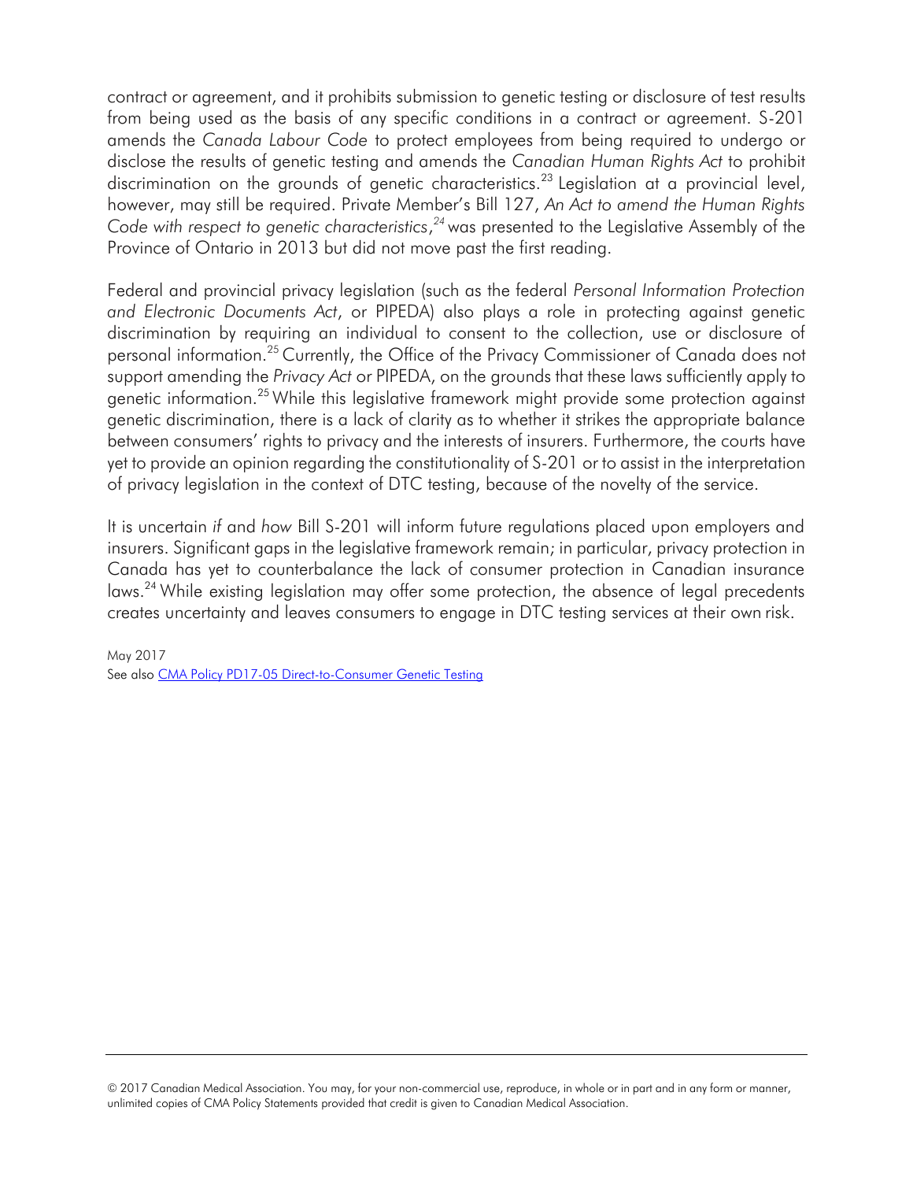contract or agreement, and it prohibits submission to genetic testing or disclosure of test results from being used as the basis of any specific conditions in a contract or agreement. S-201 amends the *Canada Labour Code* to protect employees from being required to undergo or disclose the results of genetic testing and amends the *Canadian Human Rights Act* to prohibit discrimination on the grounds of genetic characteristics.[23] Legislation at a provincial level, however, may still be required. Private Member's Bill 127, *An Act to amend the Human Rights Code with respect to genetic characteristics*,[24] was presented to the Legislative Assembly of the Province of Ontario in 2013 but did not move past the first reading.

Federal and provincial privacy legislation (such as the federal *Personal Information Protection and Electronic Documents Act*, or PIPEDA) also plays a role in protecting against genetic discrimination by requiring an individual to consent to the collection, use or disclosure of personal information.[25] Currently, the Office of the Privacy Commissioner of Canada does not support amending the *Privacy Act* or PIPEDA, on the grounds that these laws sufficiently apply to genetic information.[25] While this legislative framework might provide some protection against genetic discrimination, there is a lack of clarity as to whether it strikes the appropriate balance between consumers' rights to privacy and the interests of insurers. Furthermore, the courts have yet to provide an opinion regarding the constitutionality of S-201 or to assist in the interpretation of privacy legislation in the context of DTC testing, because of the novelty of the service.

It is uncertain *if* and *how* Bill S-201 will inform future regulations placed upon employers and insurers. Significant gaps in the legislative framework remain; in particular, privacy protection in Canada has yet to counterbalance the lack of consumer protection in Canadian insurance laws.[24] While existing legislation may offer some protection, the absence of legal precedents creates uncertainty and leaves consumers to engage in DTC testing services at their own risk.

May 2017
See also [CMA Policy PD17-05 Direct-to-Consumer Genetic Testing]

© 2017 Canadian Medical Association. You may, for your non-commercial use, reproduce, in whole or in part and in any form or manner, unlimited copies of CMA Policy Statements provided that credit is given to Canadian Medical Association.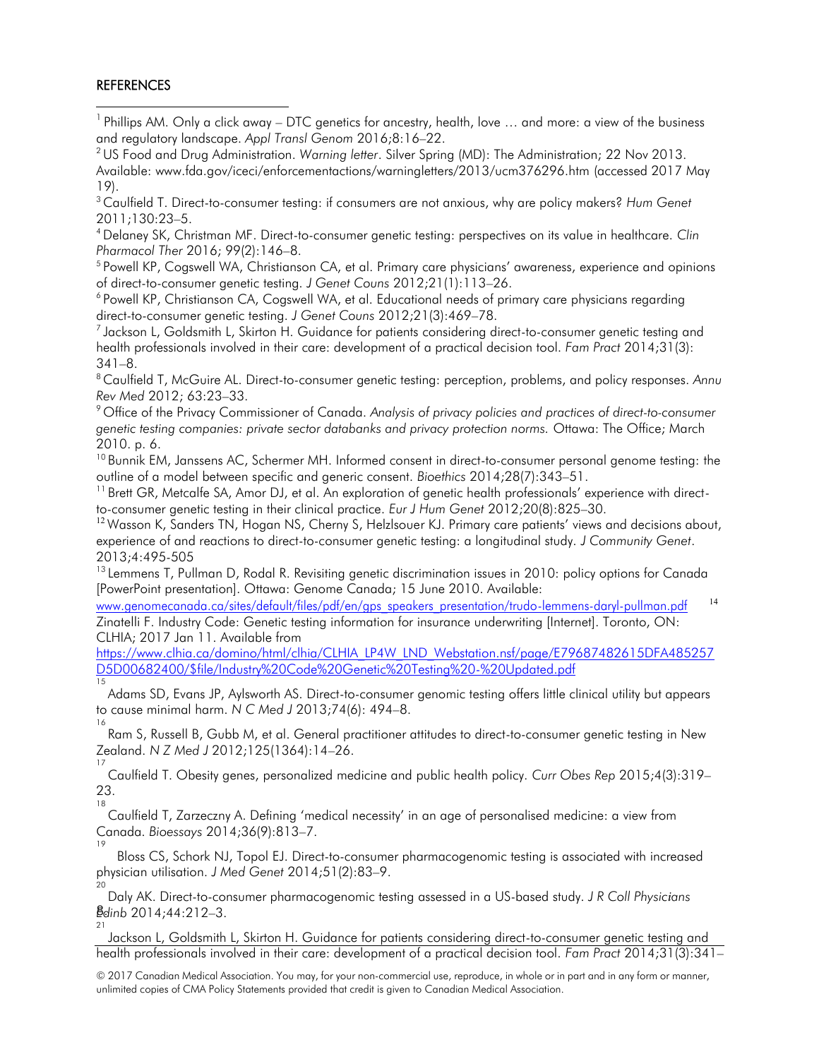## REFERENCES

[1] Phillips AM. Only a click away – DTC genetics for ancestry, health, love … and more: a view of the business and regulatory landscape. *Appl Transl Genom* 2016;8:16–22.

[2] US Food and Drug Administration. *Warning letter*. Silver Spring (MD): The Administration; 22 Nov 2013. Available: www.fda.gov/iceci/enforcementactions/warningletters/2013/ucm376296.htm (accessed 2017 May 19).

[3] Caulfield T. Direct-to-consumer testing: if consumers are not anxious, why are policy makers? *Hum Genet* 2011;130:23–5.

[4] Delaney SK, Christman MF. Direct-to-consumer genetic testing: perspectives on its value in healthcare. *Clin Pharmacol Ther* 2016; 99(2):146–8.

[5] Powell KP, Cogswell WA, Christianson CA, et al. Primary care physicians' awareness, experience and opinions of direct-to-consumer genetic testing. *J Genet Couns* 2012;21(1):113–26.

[6] Powell KP, Christianson CA, Cogswell WA, et al. Educational needs of primary care physicians regarding direct-to-consumer genetic testing. *J Genet Couns* 2012;21(3):469–78.

[7] Jackson L, Goldsmith L, Skirton H. Guidance for patients considering direct-to-consumer genetic testing and health professionals involved in their care: development of a practical decision tool. *Fam Pract* 2014;31(3): 341–8.

[8] Caulfield T, McGuire AL. Direct-to-consumer genetic testing: perception, problems, and policy responses. *Annu Rev Med* 2012; 63:23–33.

[9] Office of the Privacy Commissioner of Canada. *Analysis of privacy policies and practices of direct-to-consumer genetic testing companies: private sector databanks and privacy protection norms.* Ottawa: The Office; March 2010. p. 6.

[10] Bunnik EM, Janssens AC, Schermer MH. Informed consent in direct-to-consumer personal genome testing: the outline of a model between specific and generic consent. *Bioethics* 2014;28(7):343–51.

[11] Brett GR, Metcalfe SA, Amor DJ, et al. An exploration of genetic health professionals' experience with direct-to-consumer genetic testing in their clinical practice. *Eur J Hum Genet* 2012;20(8):825–30.

[12] Wasson K, Sanders TN, Hogan NS, Cherny S, Helzlsouer KJ. Primary care patients' views and decisions about, experience of and reactions to direct-to-consumer genetic testing: a longitudinal study. *J Community Genet*. 2013;4:495-505

[13] Lemmens T, Pullman D, Rodal R. Revisiting genetic discrimination issues in 2010: policy options for Canada [PowerPoint presentation]. Ottawa: Genome Canada; 15 June 2010. Available: www.genomecanada.ca/sites/default/files/pdf/en/gps_speakers_presentation/trudo-lemmens-daryl-pullman.pdf

[14] Zinatelli F. Industry Code: Genetic testing information for insurance underwriting [Internet]. Toronto, ON: CLHIA; 2017 Jan 11. Available from https://www.clhia.ca/domino/html/clhia/CLHIA_LP4W_LND_Webstation.nsf/page/E79687482615DFA485257D5D00682400/$file/Industry%20Code%20Genetic%20Testing%20-%20Updated.pdf

[15] Adams SD, Evans JP, Aylsworth AS. Direct-to-consumer genomic testing offers little clinical utility but appears to cause minimal harm. *N C Med J* 2013;74(6): 494–8.

[16] Ram S, Russell B, Gubb M, et al. General practitioner attitudes to direct-to-consumer genetic testing in New Zealand. *N Z Med J* 2012;125(1364):14–26.

[17] Caulfield T. Obesity genes, personalized medicine and public health policy. *Curr Obes Rep* 2015;4(3):319–23.

[18] Caulfield T, Zarzeczny A. Defining 'medical necessity' in an age of personalised medicine: a view from Canada. *Bioessays* 2014;36(9):813–7.

[19] Bloss CS, Schork NJ, Topol EJ. Direct-to-consumer pharmacogenomic testing is associated with increased physician utilisation. *J Med Genet* 2014;51(2):83–9.

[20] Daly AK. Direct-to-consumer pharmacogenomic testing assessed in a US-based study. *J R Coll Physicians Edinb* 2014;44:212–3.

[21] Jackson L, Goldsmith L, Skirton H. Guidance for patients considering direct-to-consumer genetic testing and health professionals involved in their care: development of a practical decision tool. *Fam Pract* 2014;31(3):341–

© 2017 Canadian Medical Association. You may, for your non-commercial use, reproduce, in whole or in part and in any form or manner, unlimited copies of CMA Policy Statements provided that credit is given to Canadian Medical Association.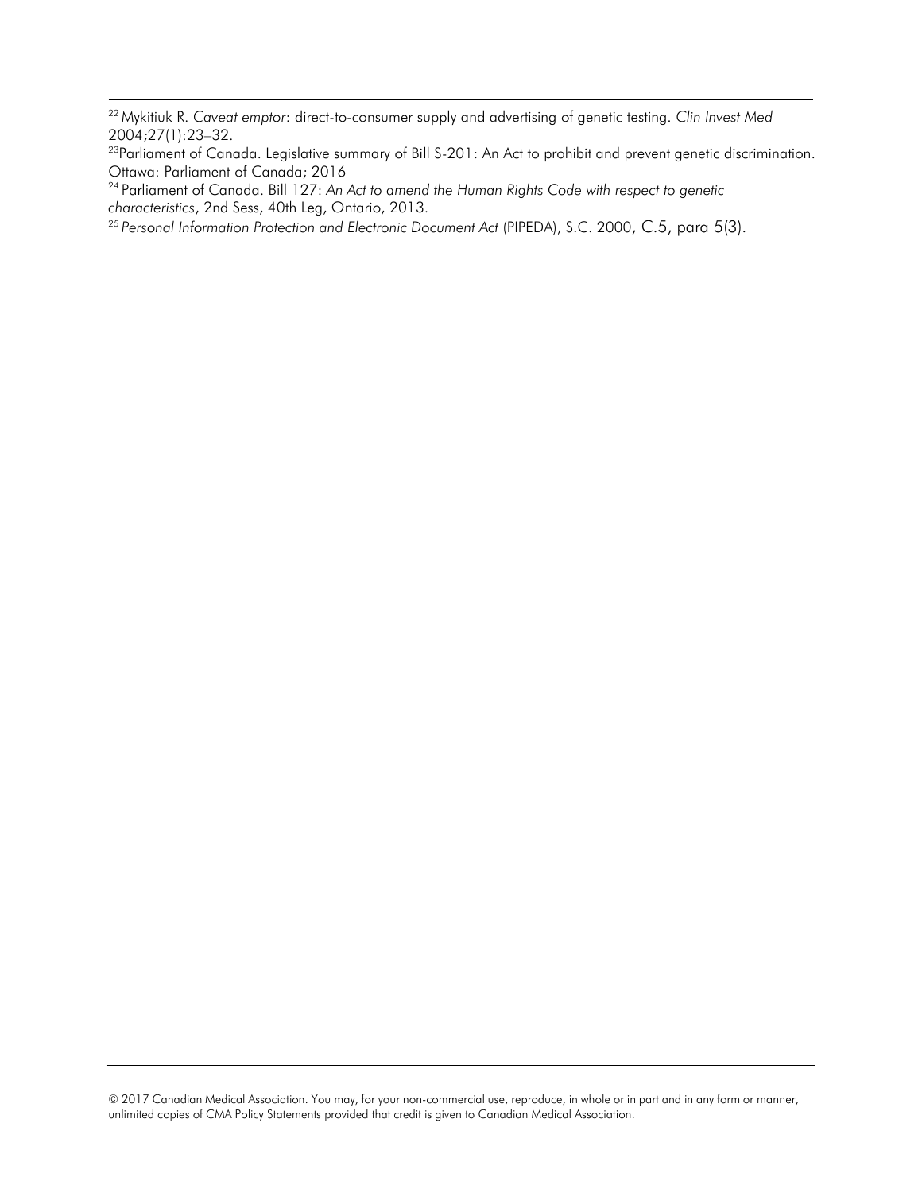[22] Mykitiuk R. *Caveat emptor*: direct-to-consumer supply and advertising of genetic testing. *Clin Invest Med* 2004;27(1):23–32.

[23] Parliament of Canada. Legislative summary of Bill S-201: An Act to prohibit and prevent genetic discrimination. Ottawa: Parliament of Canada; 2016

[24] Parliament of Canada. Bill 127: *An Act to amend the Human Rights Code with respect to genetic characteristics*, 2nd Sess, 40th Leg, Ontario, 2013.

[25] *Personal Information Protection and Electronic Document Act* (PIPEDA), S.C. 2000, C.5, para 5(3).

© 2017 Canadian Medical Association. You may, for your non-commercial use, reproduce, in whole or in part and in any form or manner, unlimited copies of CMA Policy Statements provided that credit is given to Canadian Medical Association.